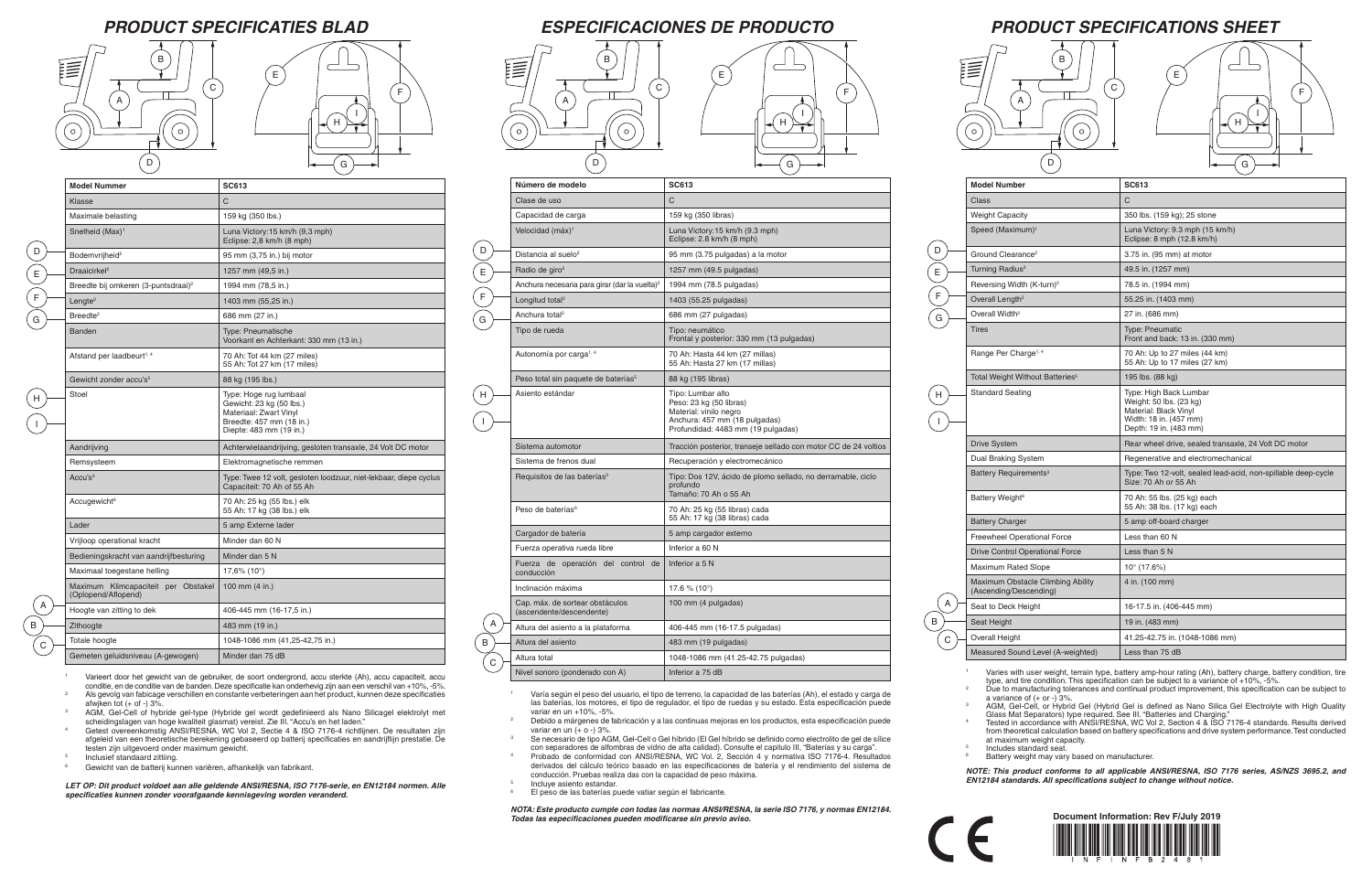# PRODUCT SPECIFICATIES BLAD

| | Model Nummer | SC613 |
|---|---|---|
| | Klasse | C |
| | Maximale belasting | 159 kg (350 lbs.) |
| | Snelheid (Max)[1] | Luna Victory:15 km/h (9,3 mph)<br>Eclipse: 2,8 km/h (8 mph) |
| D | Bodemvrijheid[2] | 95 mm (3,75 in.) bij motor |
| E | Draaicirkel[2] | 1257 mm (49,5 in.) |
| | Breedte bij omkeren (3-puntsdraai)[2] | 1994 mm (78,5 in.) |
| F | Lengte[2] | 1403 mm (55,25 in.) |
| G | Breedte[2] | 686 mm (27 in.) |
| | Banden | Type: Pneumatische<br>Voorkant en Achterkant: 330 mm (13 in.) |
| | Afstand per laadbeurt[1, 4] | 70 Ah: Tot 44 km (27 miles)<br>55 Ah: Tot 27 km (17 miles) |
| | Gewicht zonder accu's[5] | 88 kg (195 lbs.) |
| H, I | Stoel | Type: Hoge rug lumbaal<br>Gewicht: 23 kg (50 lbs.)<br>Materiaal: Zwart Vinyl<br>Breedte: 457 mm (18 in.)<br>Diepte: 483 mm (19 in.) |
| | Aandrijving | Achterwielaandrijving, gesloten transaxle, 24 Volt DC motor |
| | Remsysteem | Elektromagnetische remmen |
| | Accu's[3] | Type: Twee 12 volt, gesloten loodzuur, niet-lekbaar, diepe cyclus<br>Capaciteit: 70 Ah of 55 Ah |
| | Accugewicht[6] | 70 Ah: 25 kg (55 lbs.) elk<br>55 Ah: 17 kg (38 lbs.) elk |
| | Lader | 5 amp Externe lader |
| | Vrijloop operational kracht | Minder dan 60 N |
| | Bedieningskracht van aandrijfbesturing | Minder dan 5 N |
| | Maximaal toegestane helling | 17,6% (10°) |
| | Maximum Klimcapaciteit per Obstakel (Oplopend/Aflopend) | 100 mm (4 in.) |
| A | Hoogte van zitting to dek | 406-445 mm (16-17,5 in.) |
| B | Zithoogte | 483 mm (19 in.) |
| C | Totale hoogte | 1048-1086 mm (41,25-42,75 in.) |
| | Gemeten geluidsniveau (A-gewogen) | Minder dan 75 dB |

[1] Varieert door het gewicht van de gebruiker, de soort ondergrond, accu sterkte (Ah), accu capaciteit, accu conditie, en de conditie van de banden. Deze specificatie kan onderhevig zijn aan een verschil van +10%, -5%.

[2] Als gevolg van fabicage verschillen en constante verbeteringen aan het product, kunnen deze specificaties afwijken tot (+ of -) 3%.

[3] AGM, Gel-Cell of hybride gel-type (Hybride gel wordt gedefinieerd als Nano Silicagel elektrolyt met scheidingslagen van hoge kwaliteit glasmat) vereist. Zie III. "Accu's en het laden."

[4] Getest overeenkomstig ANSI/RESNA, WC Vol 2, Sectie 4 & ISO 7176-4 richtlijnen. De resultaten zijn afgeleid van een theoretische berekening gebaseerd op batterij specificaties en aandrijflijn prestatie. De testen zijn uitgevoerd onder maximum gewicht.

[5] Inclusief standaard zittiling.

[6] Gewicht van de batterij kunnen variëren, afhankelijk van fabrikant.

***LET OP: Dit product voldoet aan alle geldende ANSI/RESNA, ISO 7176-serie, en EN12184 normen. Alle specificaties kunnen zonder voorafgaande kennisgeving worden veranderd.***

# ESPECIFICACIONES DE PRODUCTO

| | Número de modelo | SC613 |
|---|---|---|
| | Clase de uso | C |
| | Capacidad de carga | 159 kg (350 libras) |
| | Velocidad (máx)[1] | Luna Victory:15 km/h (9.3 mph)<br>Eclipse: 2.8 km/h (8 mph) |
| D | Distancia al suelo[2] | 95 mm (3.75 pulgadas) a la motor |
| E | Radio de giro[2] | 1257 mm (49.5 pulgadas) |
| | Anchura necesaria para girar (dar la vuelta)[2] | 1994 mm (78.5 pulgadas) |
| F | Longitud total[2] | 1403 mm (55.25 pulgadas) |
| G | Anchura total[2] | 686 mm (27 pulgadas) |
| | Tipo de rueda | Tipo: neumático<br>Frontal y posterior: 330 mm (13 pulgadas) |
| | Autonomía por carga[1, 4] | 70 Ah: Hasta 44 km (27 millas)<br>55 Ah: Hasta 27 km (17 millas) |
| | Peso total sin paquete de baterías[5] | 88 kg (195 libras) |
| H, I | Asiento estándar | Tipo: Lumbar alto<br>Peso: 23 kg (50 libras)<br>Material: vinilo negro<br>Anchura: 457 mm (18 pulgadas)<br>Profundidad: 4483 mm (19 pulgadas) |
| | Sistema automotor | Tracción posterior, transeje sellado con motor CC de 24 voltios |
| | Sistema de frenos dual | Recuperación y electromecánico |
| | Requisitos de las baterías[3] | Tipo: Dos 12V, ácido de plomo sellado, no derramable, ciclo profundo<br>Tamaño: 70 Ah o 55 Ah |
| | Peso de baterías[6] | 70 Ah: 25 kg (55 libras) cada<br>55 Ah: 17 kg (38 libras) cada |
| | Cargador de batería | 5 amp cargador externo |
| | Fuerza operativa rueda libre | Inferior a 60 N |
| | Fuerza de operación del control de conducción | Inferior a 5 N |
| | Inclinación máxima | 17.6 % (10°) |
| | Cap. máx. de sortear obstáculos (ascendente/descendente) | 100 mm (4 pulgadas) |
| A | Altura del asiento a la plataforma | 406-445 mm (16-17.5 pulgadas) |
| B | Altura del asiento | 483 mm (19 pulgadas) |
| C | Altura total | 1048-1086 mm (41.25-42.75 pulgadas) |
| | Nivel sonoro (ponderado con A) | Inferior a 75 dB |

[1] Varía según el peso del usuario, el tipo de terreno, la capacidad de las baterías (Ah), el estado y carga de las baterías, los motores, el tipo de regulador, el tipo de ruedas y su estado. Esta especificación puede variar en un +10%, -5%.

[2] Debido a márgenes de fabricación y a las continuas mejoras en los productos, esta especificación puede variar en un (+ o -) 3%.

[3] Se necesario de tipo AGM, Gel-Cell o Gel híbrido (El Gel híbrido se definido como electrolito de gel de sílice con separadores de alfombras de vidrio de alta calidad). Consulte el capítulo III, "Baterías y su carga".

[4] Probado de conformidad con ANSI/RESNA, WC Vol. 2, Sección 4 y normativa ISO 7176-4. Resultados derivados del cálculo teórico basado en las especificaciones de batería y el rendimiento del sistema de conducción. Pruebas realiza das con la capacidad de peso máxima.

[5] Incluye asiento estandar.

[6] El peso de las baterías puede vatiar según el fabricante.

***NOTA: Este producto cumple con todas las normas ANSI/RESNA, la serie ISO 7176, y normas EN12184. Todas las especificaciones pueden modificarse sin previo aviso.***

# PRODUCT SPECIFICATIONS SHEET

| | Model Number | SC613 |
|---|---|---|
| | Class | C |
| | Weight Capacity | 350 lbs. (159 kg); 25 stone |
| | Speed (Maximum)[1] | Luna Victory: 9.3 mph (15 km/h)<br>Eclipse: 8 mph (12.8 km/h) |
| D | Ground Clearance[2] | 3.75 in. (95 mm) at motor |
| E | Turning Radius[2] | 49.5 in. (1257 mm) |
| | Reversing Width (K-turn)[2] | 78.5 in. (1994 mm) |
| F | Overall Length[2] | 55.25 in. (1403 mm) |
| G | Overall Width[2] | 27 in. (686 mm) |
| | Tires | Type: Pneumatic<br>Front and back: 13 in. (330 mm) |
| | Range Per Charge[1, 4] | 70 Ah: Up to 27 miles (44 km)<br>55 Ah: Up to 17 miles (27 km) |
| | Total Weight Without Batteries[5] | 195 lbs. (88 kg) |
| H, I | Standard Seating | Type: High Back Lumbar<br>Weight: 50 lbs. (23 kg)<br>Material: Black Vinyl<br>Width: 18 in. (457 mm)<br>Depth: 19 in. (483 mm) |
| | Drive System | Rear wheel drive, sealed transaxle, 24 Volt DC motor |
| | Dual Braking System | Regenerative and electromechanical |
| | Battery Requirements[3] | Type: Two 12-volt, sealed lead-acid, non-spillable deep-cycle<br>Size: 70 Ah or 55 Ah |
| | Battery Weight[6] | 70 Ah: 55 lbs. (25 kg) each<br>55 Ah: 38 lbs. (17 kg) each |
| | Battery Charger | 5 amp off-board charger |
| | Freewheel Operational Force | Less than 60 N |
| | Drive Control Operational Force | Less than 5 N |
| | Maximum Rated Slope | 10° (17.6%) |
| | Maximum Obstacle Climbing Ability (Ascending/Descending) | 4 in. (100 mm) |
| A | Seat to Deck Height | 16-17.5 in. (406-445 mm) |
| B | Seat Height | 19 in. (483 mm) |
| C | Overall Height | 41.25-42.75 in. (1048-1086 mm) |
| | Measured Sound Level (A-weighted) | Less than 75 dB |

[1] Varies with user weight, terrain type, battery amp-hour rating (Ah), battery charge, battery condition, tire type, and tire condition. This specification can be subject to a variance of +10%, -5%.

[2] Due to manufacturing tolerances and continual product improvement, this specification can be subject to a variance of (+ or -) 3%.

[3] AGM, Gel-Cell, or Hybrid Gel (Hybrid Gel is defined as Nano Silica Gel Electrolyte with High Quality Glass Mat Separators) type required. See III. "Batteries and Charging."

[4] Tested in accordance with ANSI/RESNA, WC Vol 2, Section 4 & ISO 7176-4 standards. Results derived from theoretical calculation based on battery specifications and drive system performance. Test conducted at maximum weight capacity.

[5] Includes standard seat.

[6] Battery weight may vary based on manufacturer.

***NOTE: This product conforms to all applicable ANSI/RESNA, ISO 7176 series, AS/NZS 3695.2, and EN12184 standards. All specifications subject to change without notice.***

CE

**Document Information: Rev F/July 2019**

INFINFB2481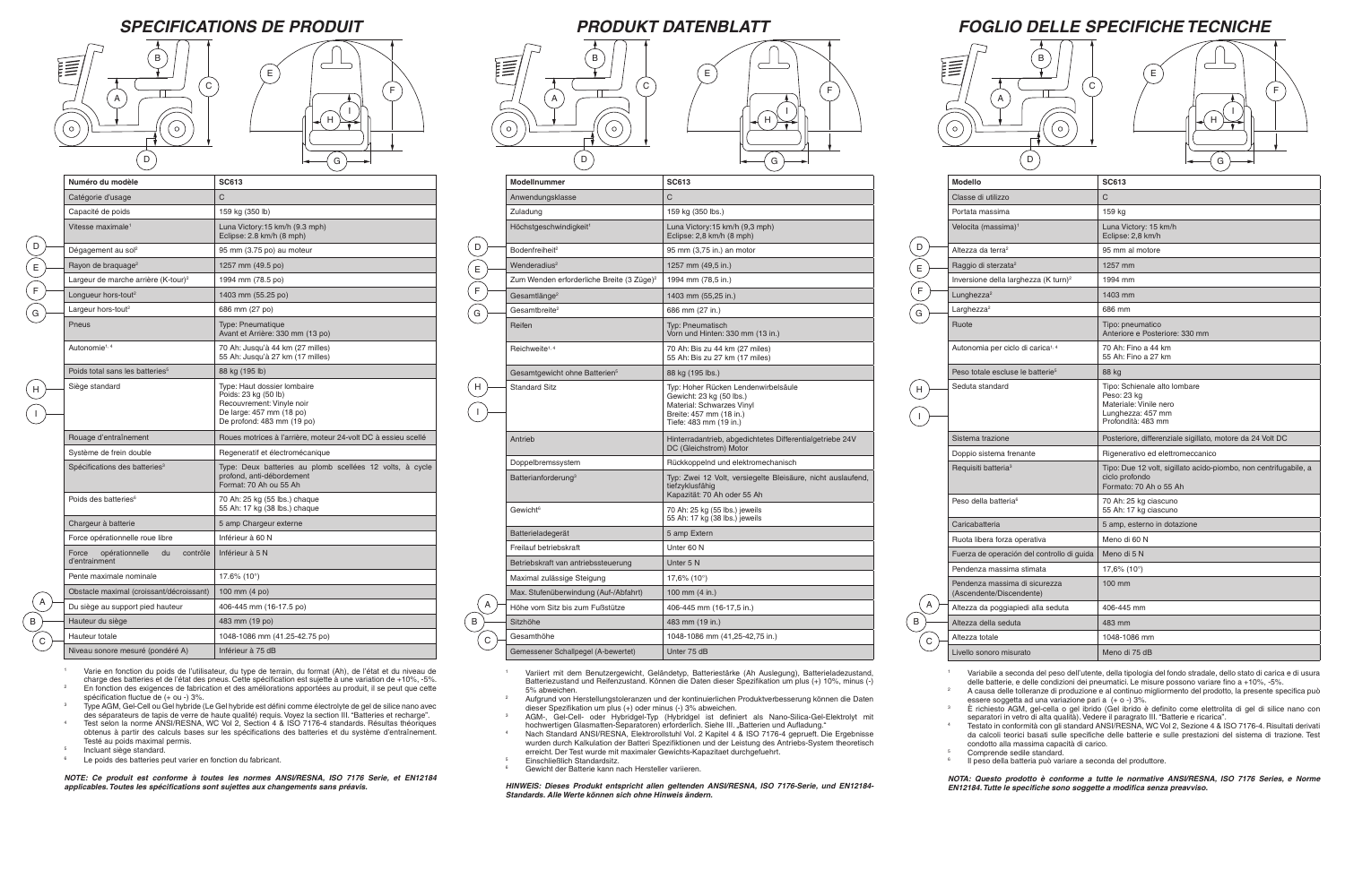# SPECIFICATIONS DE PRODUIT

A B C D E F G H I

| Numéro du modèle | SC613 |
| --- | --- |
| Catégorie d'usage | C |
| Capacité de poids | 159 kg (350 lb) |
| Vitesse maximale[1] | Luna Victory:15 km/h (9.3 mph) Eclipse: 2.8 km/h (8 mph) |
| D Dégagement au sol[2] | 95 mm (3.75 po) au moteur |
| E Rayon de braquage[2] | 1257 mm (49.5 po) |
| Largeur de marche arrière (K-tour)[2] | 1994 mm (78.5 po) |
| F Longueur hors-tout[2] | 1403 mm (55.25 po) |
| G Largeur hors-tout[2] | 686 mm (27 po) |
| Pneus | Type: Pneumatique Avant et Arrière: 330 mm (13 po) |
| Autonomie[1, 4] | 70 Ah: Jusqu'à 44 km (27 milles) 55 Ah: Jusqu'à 27 km (17 milles) |
| Poids total sans les batteries[5] | 88 kg (195 lb) |
| H I Siège standard | Type: Haut dossier lombaire Poids: 23 kg (50 lb) Recouvrement: Vinyle noir De large: 457 mm (18 po) De profond: 483 mm (19 po) |
| Rouage d'entraînement | Roues motrices à l'arrière, moteur 24-volt DC à essieu scellé |
| Système de frein double | Regeneratif et électromécanique |
| Spécifications des batteries[3] | Type: Deux batteries au plomb scellées 12 volts, à cycle profond, anti-débordement Format: 70 Ah ou 55 Ah |
| Poids des batteries[6] | 70 Ah: 25 kg (55 lbs.) chaque 55 Ah: 17 kg (38 lbs.) chaque |
| Chargeur à batterie | 5 amp Chargeur externe |
| Force opérationnelle roue libre | Inférieur à 60 N |
| Force opérationnelle du contrôle d'entraînement | Inférieur à 5 N |
| Pente maximale nominale | 17.6% (10°) |
| Obstacle maximal (croissant/décroissant) | 100 mm (4 po) |
| A Du siège au support pied hauteur | 406-445 mm (16-17.5 po) |
| B Hauteur du siège | 483 mm (19 po) |
| C Hauteur totale | 1048-1086 mm (41.25-42.75 po) |
| Niveau sonore mesuré (pondéré A) | Inférieur à 75 dB |

[1] Varie en fonction du poids de l'utilisateur, du type de terrain, du format (Ah), de l'état et du niveau de charge des batteries et de l'état des pneus. Cette spécification est sujette à une variation de +10%, -5%.
[2] En fonction des exigences de fabrication et des améliorations apportées au produit, il se peut que cette spécification fluctue de (+ ou -) 3%.
[3] Type AGM, Gel-Cell ou Gel hybride (Le Gel hybride est défini comme électrolyte de gel de silice nano avec des séparateurs de tapis de verre de haute qualité) requis. Voyez la section III. "Batteries et recharge".
[4] Test selon la norme ANSI/RESNA, WC Vol 2, Section 4 & ISO 7176-4 standards. Résultats théoriques obtenus à partir des calculs basés sur les spécifications des batteries et du système d'entraînement. Testé au poids maximal permis.
[5] Incluant siège standard.
[6] Le poids des batteries peut varier en fonction du fabricant.

***NOTE: Ce produit est conforme à toutes les normes ANSI/RESNA, ISO 7176 Serie, et EN12184 applicables. Toutes les spécifications sont sujettes aux changements sans préavis.***

# PRODUKT DATENBLATT

A B C D E F G H I

| Modellnummer | SC613 |
| --- | --- |
| Anwendungsklasse | C |
| Zuladung | 159 kg (350 lbs.) |
| Höchstgeschwindigkeit[1] | Luna Victory:15 km/h (9,3 mph) Eclipse: 2,8 km/h (8 mph) |
| D Bodenfreiheit[2] | 95 mm (3,75 in.) an motor |
| E Wenderadius[2] | 1257 mm (49,5 in.) |
| Zum Wenden erforderliche Breite (3 Züge)[2] | 1994 mm (78,5 in.) |
| F Gesamtlänge[2] | 1403 mm (55,25 in.) |
| G Gesamtbreite[2] | 686 mm (27 in.) |
| Reifen | Typ: Pneumatisch Vorn und Hinten: 330 mm (13 in.) |
| Reichweite[1, 4] | 70 Ah: Bis zu 44 km (27 miles) 55 Ah: Bis zu 27 km (17 miles) |
| Gesamtgewicht ohne Batterien[5] | 88 kg (195 lbs.) |
| H I Standard Sitz | Typ: Hoher Rücken Lendenwirbelsäule Gewicht: 23 kg (50 lbs.) Material: Schwarzes Vinyl Breite: 457 mm (18 in.) Tiefe: 483 mm (19 in.) |
| Antrieb | Hinterradantrieb, abgedichtetes Differentialgetriebe 24V DC (Gleichstrom) Motor |
| Doppelbremssystem | Rückkoppelnd und elektromechanisch |
| Batterianforderung[3] | Typ: Zwei 12 Volt, versiegelte Bleisäure, nicht auslaufend, tiefzyklusfähig Kapazität: 70 Ah oder 55 Ah |
| Gewicht[6] | 70 Ah: 25 kg (55 lbs.) jeweils 55 Ah: 17 kg (38 lbs.) jeweils |
| Batterieladegerät | 5 amp Extern |
| Freilauf betriebskraft | Unter 60 N |
| Betriebskraft van antriebssteuerung | Unter 5 N |
| Maximal zulässige Steigung | 17,6% (10°) |
| Max. Stufenüberwindung (Auf-/Abfahrt) | 100 mm (4 in.) |
| A Höhe vom Sitz bis zum Fußstütze | 406-445 mm (16-17,5 in.) |
| B Sitzhöhe | 483 mm (19 in.) |
| C Gesamthöhe | 1048-1086 mm (41,25-42,75 in.) |
| Gemessener Schallpegel (A-bewertet) | Unter 75 dB |

[1] Variiert mit dem Benutzergewicht, Geländetyp, Batteriestärke (Ah Auslegung), Batterieladezustand, Batteriezustand und Reifenzustand. Können die Daten dieser Spezifikation um plus (+) 10%, minus (-) 5% abweichen.
[2] Aufgrund von Herstellungstoleranzen und der kontinuierlichen Produktverbesserung können die Daten dieser Spezifikation um plus (+) oder minus (-) 3% abweichen.
[3] AGM-, Gel-Cell- oder Hybridgel-Typ (Hybridgel ist definiert als Nano-Silica-Gel-Elektrolyt mit hochwertigen Glasmatten-Separatoren) erforderlich. Siehe III. „Batterien und Aufladung."
[4] Nach Standard ANSI/RESNA, Elektrorollstuhl Vol. 2 Kapitel 4 & ISO 7176-4 geprueft. Die Ergebnisse wurden durch Kalkulation der Batteri Spezifiktionen und der Leistung des Antriebs-Systems theoretisch erreicht. Der Test wurde mit maximaler Gewichts-Kapazitaet durchgefuehrt.
[5] Einschließlich Standardsitz.
[6] Gewicht der Batterie kann nach Hersteller variieren.

***HINWEIS: Dieses Produkt entspricht allen geltenden ANSI/RESNA, ISO 7176-Serie, und EN12184-Standards. Alle Werte können sich ohne Hinweis ändern.***

# FOGLIO DELLE SPECIFICHE TECNICHE

A B C D E F G H I

| Modello | SC613 |
| --- | --- |
| Classe di utilizzo | C |
| Portata massima | 159 kg |
| Velocità (massima)[1] | Luna Victory: 15 km/h Eclipse: 2,8 km/h |
| D Altezza da terra[2] | 95 mm al motore |
| E Raggio di sterzata[2] | 1257 mm |
| Inversione della larghezza (K turn)[2] | 1994 mm |
| F Lunghezza[2] | 1403 mm |
| G Larghezza[2] | 686 mm |
| Ruote | Tipo: pneumatico Anteriore e Posteriore: 330 mm |
| Autonomia per ciclo di carica[1, 4] | 70 Ah: Fino a 44 km 55 Ah: Fino a 27 km |
| Peso totale escluse le batterie[5] | 88 kg |
| H I Seduta standard | Tipo: Schienale alto lombare Peso: 23 kg Materiale: Vinile nero Lunghezza: 457 mm Profondità: 483 mm |
| Sistema trazione | Posteriore, differenziale sigillato, motore da 24 Volt DC |
| Doppio sistema frenante | Rigenerativo ed elettromeccanico |
| Requisiti batteria[3] | Tipo: Due 12 volt, sigillato acido-piombo, non centrifugabile, a ciclo profondo Formato: 70 Ah o 55 Ah |
| Peso della batteria[6] | 70 Ah: 25 kg ciascuno 55 Ah: 17 kg ciascuno |
| Caricabatteria | 5 amp, esterno in dotazione |
| Ruota libera forza operativa | Meno di 60 N |
| Fuerza de operación del controllo di guida | Meno di 5 N |
| Pendenza massima stimata | 17,6% (10°) |
| Pendenza massima di sicurezza (Ascendente/Discendente) | 100 mm |
| A Altezza da poggiapiedi alla seduta | 406-445 mm |
| B Altezza della seduta | 483 mm |
| C Altezza totale | 1048-1086 mm |
| Livello sonoro misurato | Meno di 75 dB |

[1] Variabile a seconda del peso dell'utente, della tipologia del fondo stradale, dello stato di carica e di usura delle batterie, e delle condizioni dei pneumatici. Le misure possono variare fino a +10%, -5%.
[2] A causa delle tolleranze di produzione e al continuo miglioramento del prodotto, la presente specifica può essere soggetta ad una variazione pari a (+ o -) 3%.
[3] È richiesto AGM, gel-cella o gel ibrido (Gel ibrido è definito come elettrolita di gel di silice nano con separatori in vetro di alta qualità). Vedere il paragrafo III. "Batterie e ricarica".
[4] Testato in conformità con gli standard ANSI/RESNA, WC Vol 2, Sezione 4 & ISO 7176-4. Risultati derivati da calcoli teorici basati sulle specifiche delle batterie e sulle prestazioni del sistema di trazione. Test condotto alla massima capacità di carico.
[5] Comprende sedile standard.
[6] Il peso della batteria può variare a seconda del produttore.

***NOTA: Questo prodotto è conforme a tutte le normative ANSI/RESNA, ISO 7176 Series, e Norme EN12184. Tutte le specifiche sono soggette a modifica senza preavviso.***